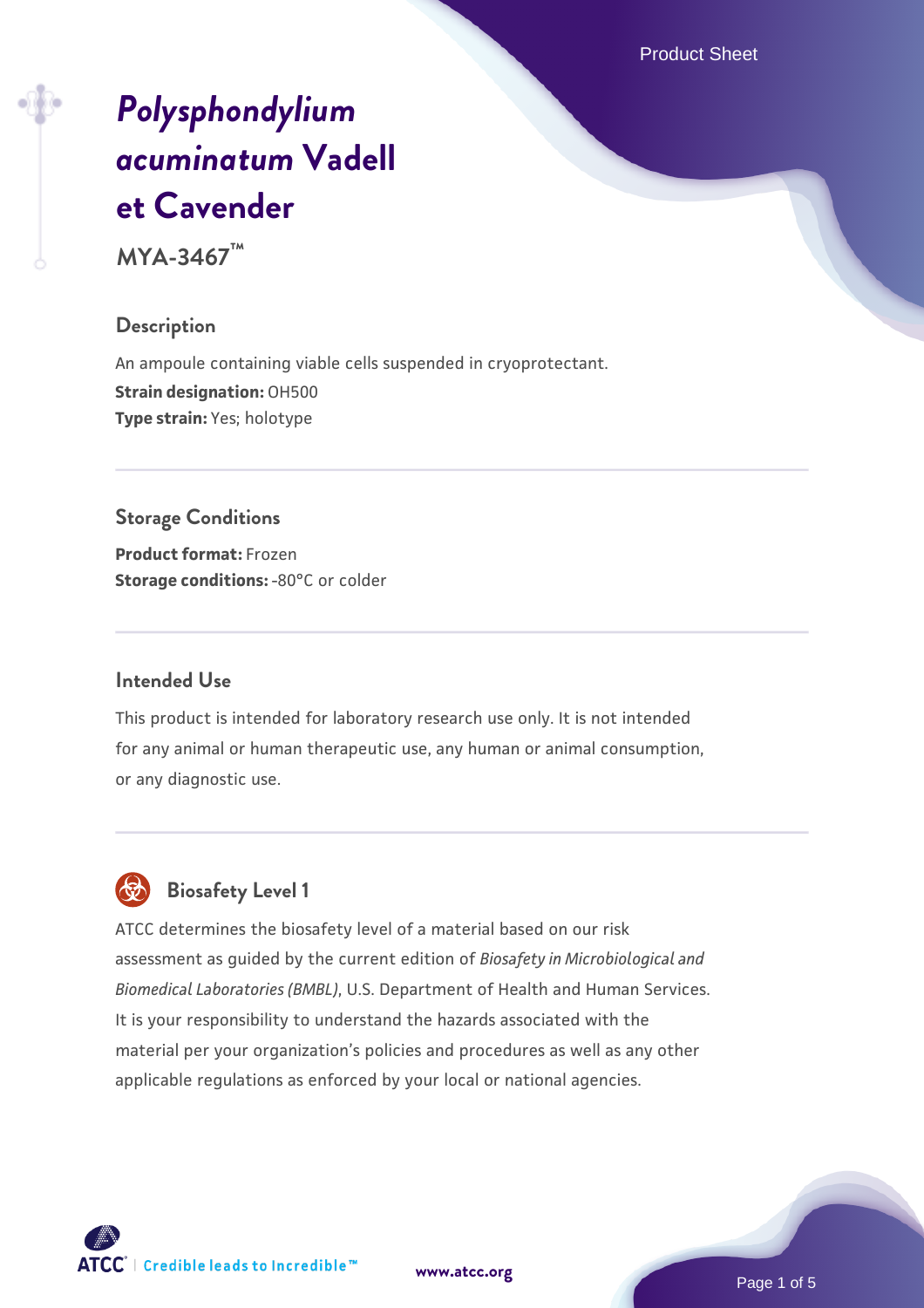# *Polysphondylium acuminatum* Vadell et Cavender

**MYA-3467™**

## Description

An ampoule containing viable cells suspended in cryoprotectant.
**Strain designation:** OH500
**Type strain:** Yes; holotype

## Storage Conditions

**Product format:** Frozen
**Storage conditions:** -80°C or colder

## Intended Use

This product is intended for laboratory research use only. It is not intended for any animal or human therapeutic use, any human or animal consumption, or any diagnostic use.

## Biosafety Level 1

ATCC determines the biosafety level of a material based on our risk assessment as guided by the current edition of *Biosafety in Microbiological and Biomedical Laboratories (BMBL)*, U.S. Department of Health and Human Services. It is your responsibility to understand the hazards associated with the material per your organization's policies and procedures as well as any other applicable regulations as enforced by your local or national agencies.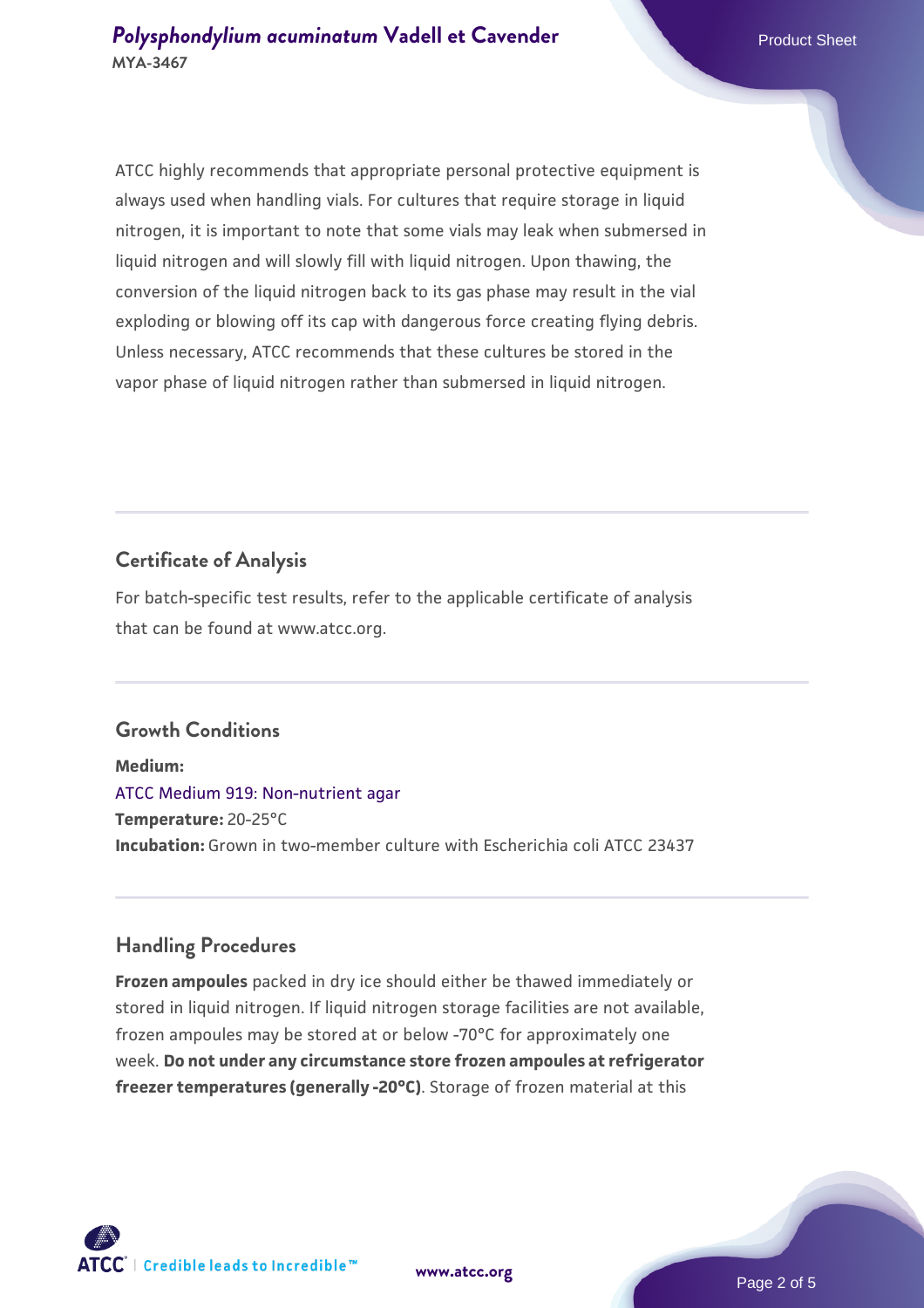ATCC highly recommends that appropriate personal protective equipment is always used when handling vials. For cultures that require storage in liquid nitrogen, it is important to note that some vials may leak when submersed in liquid nitrogen and will slowly fill with liquid nitrogen. Upon thawing, the conversion of the liquid nitrogen back to its gas phase may result in the vial exploding or blowing off its cap with dangerous force creating flying debris. Unless necessary, ATCC recommends that these cultures be stored in the vapor phase of liquid nitrogen rather than submersed in liquid nitrogen.

## Certificate of Analysis

For batch-specific test results, refer to the applicable certificate of analysis that can be found at www.atcc.org.

## Growth Conditions

**Medium:**
ATCC Medium 919: Non-nutrient agar
**Temperature:** 20-25°C
**Incubation:** Grown in two-member culture with Escherichia coli ATCC 23437

## Handling Procedures

**Frozen ampoules** packed in dry ice should either be thawed immediately or stored in liquid nitrogen. If liquid nitrogen storage facilities are not available, frozen ampoules may be stored at or below -70°C for approximately one week. **Do not under any circumstance store frozen ampoules at refrigerator freezer temperatures (generally -20°C)**. Storage of frozen material at this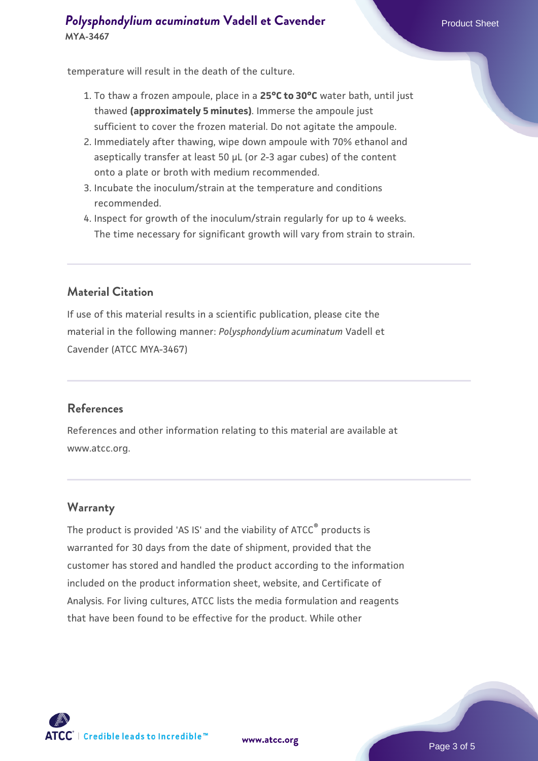temperature will result in the death of the culture.

1. To thaw a frozen ampoule, place in a **25°C to 30°C** water bath, until just thawed **(approximately 5 minutes)**. Immerse the ampoule just sufficient to cover the frozen material. Do not agitate the ampoule.
2. Immediately after thawing, wipe down ampoule with 70% ethanol and aseptically transfer at least 50 µL (or 2-3 agar cubes) of the content onto a plate or broth with medium recommended.
3. Incubate the inoculum/strain at the temperature and conditions recommended.
4. Inspect for growth of the inoculum/strain regularly for up to 4 weeks. The time necessary for significant growth will vary from strain to strain.

## Material Citation

If use of this material results in a scientific publication, please cite the material in the following manner: *Polysphondylium acuminatum* Vadell et Cavender (ATCC MYA-3467)

## References

References and other information relating to this material are available at www.atcc.org.

## Warranty

The product is provided 'AS IS' and the viability of ATCC® products is warranted for 30 days from the date of shipment, provided that the customer has stored and handled the product according to the information included on the product information sheet, website, and Certificate of Analysis. For living cultures, ATCC lists the media formulation and reagents that have been found to be effective for the product. While other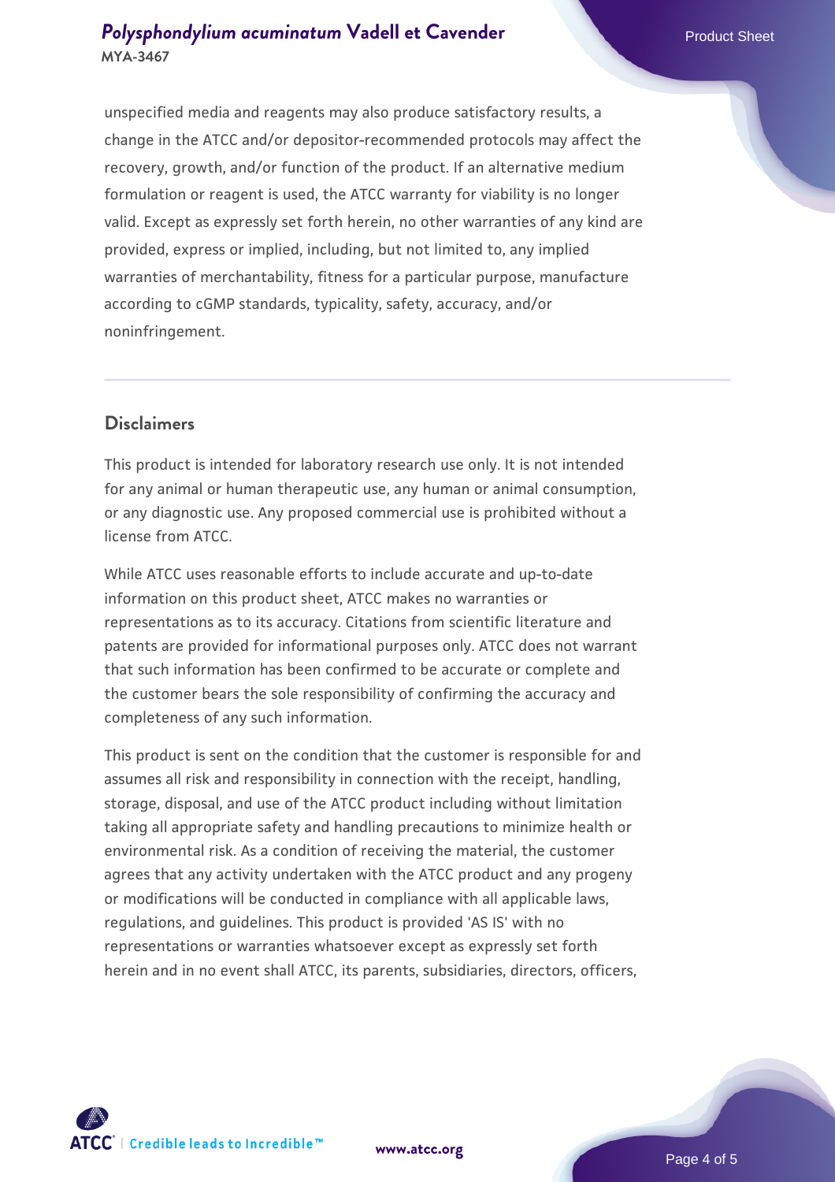unspecified media and reagents may also produce satisfactory results, a change in the ATCC and/or depositor-recommended protocols may affect the recovery, growth, and/or function of the product. If an alternative medium formulation or reagent is used, the ATCC warranty for viability is no longer valid. Except as expressly set forth herein, no other warranties of any kind are provided, express or implied, including, but not limited to, any implied warranties of merchantability, fitness for a particular purpose, manufacture according to cGMP standards, typicality, safety, accuracy, and/or noninfringement.

## Disclaimers

This product is intended for laboratory research use only. It is not intended for any animal or human therapeutic use, any human or animal consumption, or any diagnostic use. Any proposed commercial use is prohibited without a license from ATCC.

While ATCC uses reasonable efforts to include accurate and up-to-date information on this product sheet, ATCC makes no warranties or representations as to its accuracy. Citations from scientific literature and patents are provided for informational purposes only. ATCC does not warrant that such information has been confirmed to be accurate or complete and the customer bears the sole responsibility of confirming the accuracy and completeness of any such information.

This product is sent on the condition that the customer is responsible for and assumes all risk and responsibility in connection with the receipt, handling, storage, disposal, and use of the ATCC product including without limitation taking all appropriate safety and handling precautions to minimize health or environmental risk. As a condition of receiving the material, the customer agrees that any activity undertaken with the ATCC product and any progeny or modifications will be conducted in compliance with all applicable laws, regulations, and guidelines. This product is provided 'AS IS' with no representations or warranties whatsoever except as expressly set forth herein and in no event shall ATCC, its parents, subsidiaries, directors, officers,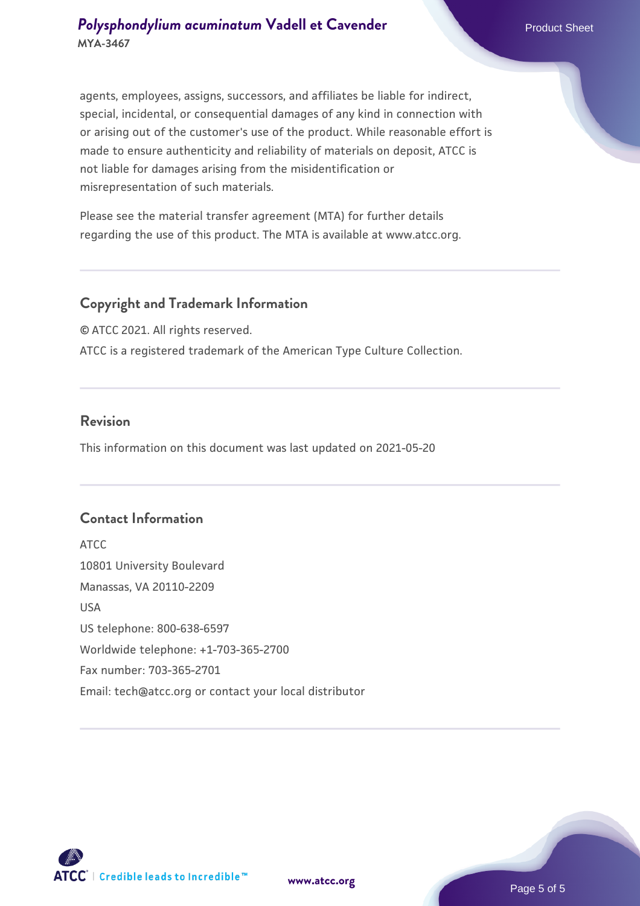agents, employees, assigns, successors, and affiliates be liable for indirect, special, incidental, or consequential damages of any kind in connection with or arising out of the customer's use of the product. While reasonable effort is made to ensure authenticity and reliability of materials on deposit, ATCC is not liable for damages arising from the misidentification or misrepresentation of such materials.

Please see the material transfer agreement (MTA) for further details regarding the use of this product. The MTA is available at www.atcc.org.

## Copyright and Trademark Information

© ATCC 2021. All rights reserved.

ATCC is a registered trademark of the American Type Culture Collection.

## Revision

This information on this document was last updated on 2021-05-20

## Contact Information

ATCC
10801 University Boulevard
Manassas, VA 20110-2209
USA
US telephone: 800-638-6597
Worldwide telephone: +1-703-365-2700
Fax number: 703-365-2701
Email: tech@atcc.org or contact your local distributor